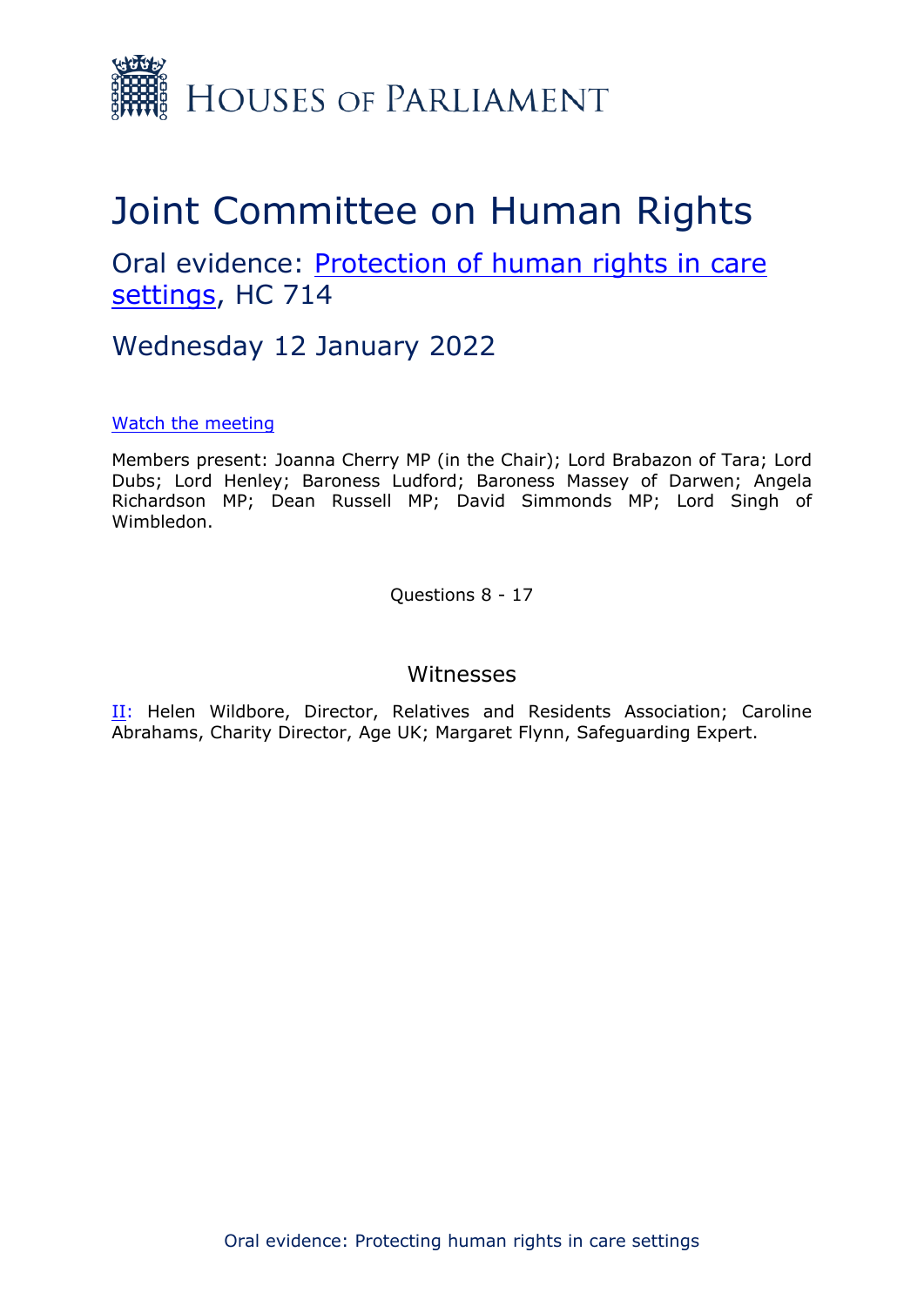Houses of Parliament

# Joint Committee on Human Rights

## Oral evidence: Protection of human rights in care settings, HC 714

## Wednesday 12 January 2022

Watch the meeting

Members present: Joanna Cherry MP (in the Chair); Lord Brabazon of Tara; Lord Dubs; Lord Henley; Baroness Ludford; Baroness Massey of Darwen; Angela Richardson MP; Dean Russell MP; David Simmonds MP; Lord Singh of Wimbledon.

Questions 8 - 17

### Witnesses

II: Helen Wildbore, Director, Relatives and Residents Association; Caroline Abrahams, Charity Director, Age UK; Margaret Flynn, Safeguarding Expert.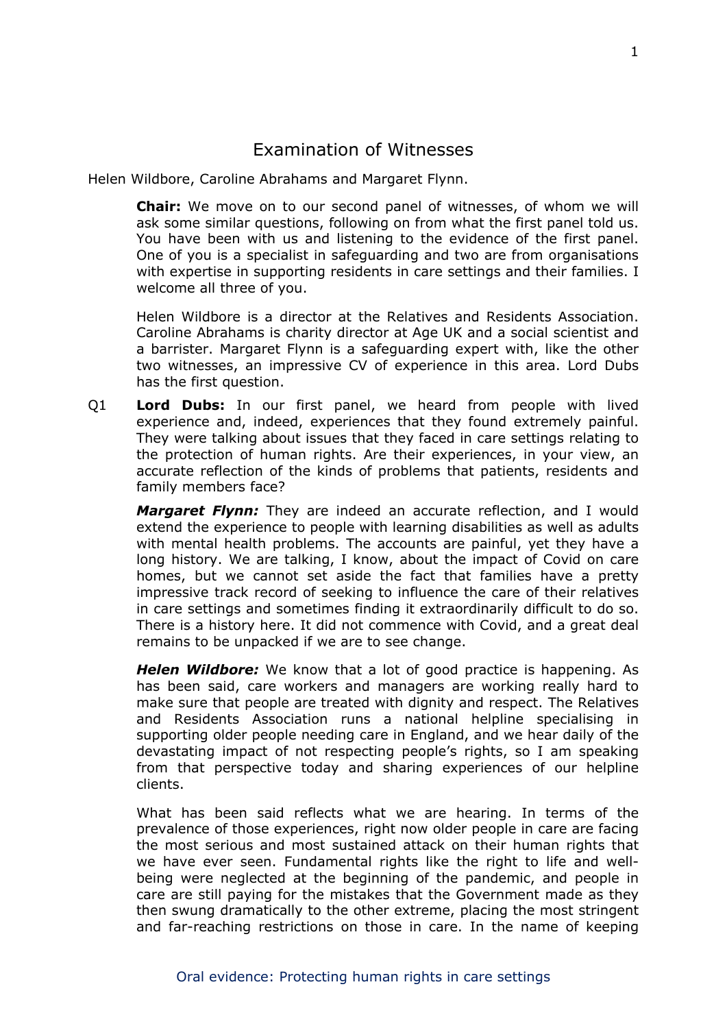# Examination of Witnesses

Helen Wildbore, Caroline Abrahams and Margaret Flynn.

**Chair:** We move on to our second panel of witnesses, of whom we will ask some similar questions, following on from what the first panel told us. You have been with us and listening to the evidence of the first panel. One of you is a specialist in safeguarding and two are from organisations with expertise in supporting residents in care settings and their families. I welcome all three of you.

Helen Wildbore is a director at the Relatives and Residents Association. Caroline Abrahams is charity director at Age UK and a social scientist and a barrister. Margaret Flynn is a safeguarding expert with, like the other two witnesses, an impressive CV of experience in this area. Lord Dubs has the first question.

Q1 **Lord Dubs:** In our first panel, we heard from people with lived experience and, indeed, experiences that they found extremely painful. They were talking about issues that they faced in care settings relating to the protection of human rights. Are their experiences, in your view, an accurate reflection of the kinds of problems that patients, residents and family members face?

***Margaret Flynn:*** They are indeed an accurate reflection, and I would extend the experience to people with learning disabilities as well as adults with mental health problems. The accounts are painful, yet they have a long history. We are talking, I know, about the impact of Covid on care homes, but we cannot set aside the fact that families have a pretty impressive track record of seeking to influence the care of their relatives in care settings and sometimes finding it extraordinarily difficult to do so. There is a history here. It did not commence with Covid, and a great deal remains to be unpacked if we are to see change.

***Helen Wildbore:*** We know that a lot of good practice is happening. As has been said, care workers and managers are working really hard to make sure that people are treated with dignity and respect. The Relatives and Residents Association runs a national helpline specialising in supporting older people needing care in England, and we hear daily of the devastating impact of not respecting people's rights, so I am speaking from that perspective today and sharing experiences of our helpline clients.

What has been said reflects what we are hearing. In terms of the prevalence of those experiences, right now older people in care are facing the most serious and most sustained attack on their human rights that we have ever seen. Fundamental rights like the right to life and well-being were neglected at the beginning of the pandemic, and people in care are still paying for the mistakes that the Government made as they then swung dramatically to the other extreme, placing the most stringent and far-reaching restrictions on those in care. In the name of keeping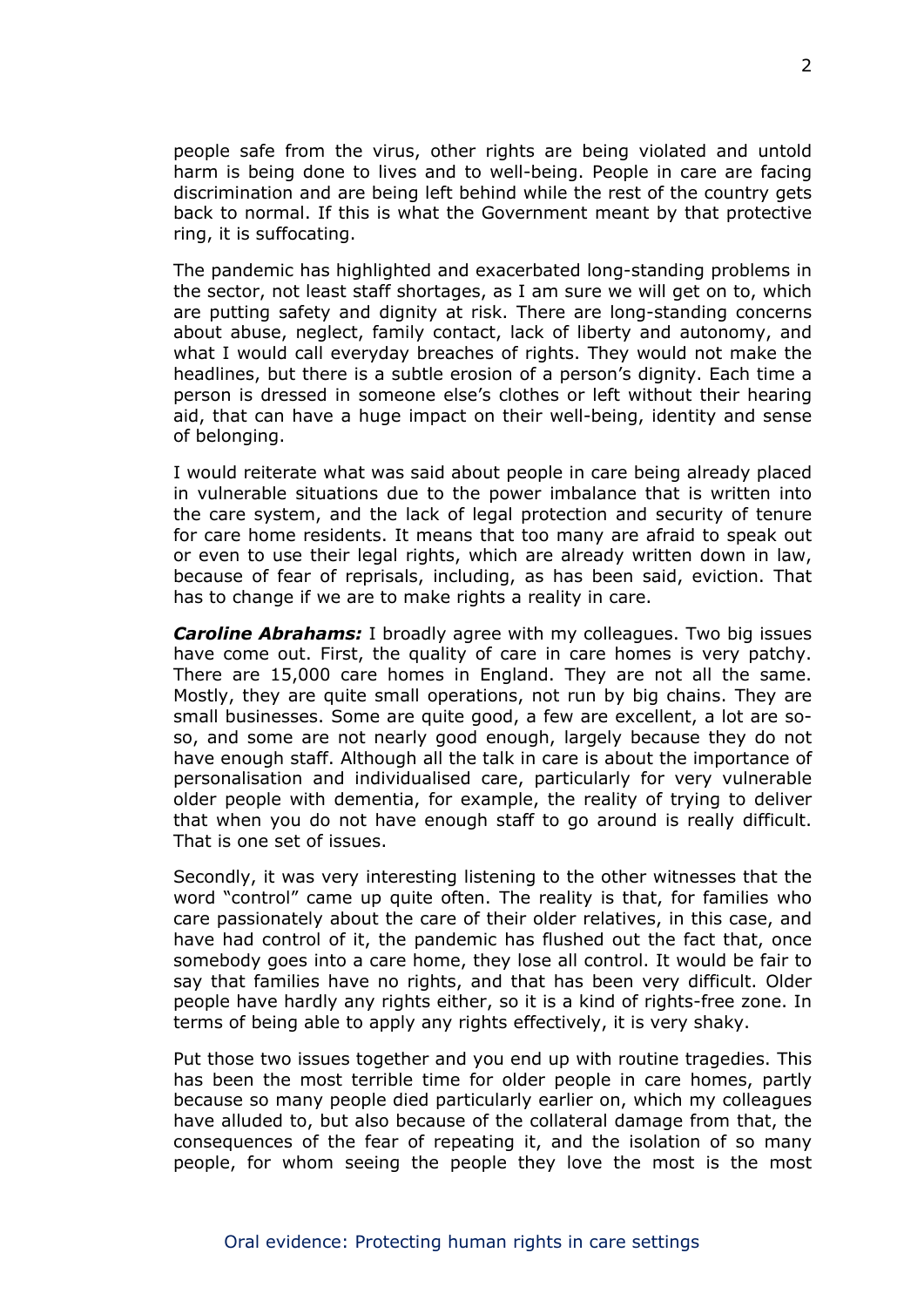people safe from the virus, other rights are being violated and untold harm is being done to lives and to well-being. People in care are facing discrimination and are being left behind while the rest of the country gets back to normal. If this is what the Government meant by that protective ring, it is suffocating.

The pandemic has highlighted and exacerbated long-standing problems in the sector, not least staff shortages, as I am sure we will get on to, which are putting safety and dignity at risk. There are long-standing concerns about abuse, neglect, family contact, lack of liberty and autonomy, and what I would call everyday breaches of rights. They would not make the headlines, but there is a subtle erosion of a person's dignity. Each time a person is dressed in someone else's clothes or left without their hearing aid, that can have a huge impact on their well-being, identity and sense of belonging.

I would reiterate what was said about people in care being already placed in vulnerable situations due to the power imbalance that is written into the care system, and the lack of legal protection and security of tenure for care home residents. It means that too many are afraid to speak out or even to use their legal rights, which are already written down in law, because of fear of reprisals, including, as has been said, eviction. That has to change if we are to make rights a reality in care.

***Caroline Abrahams:*** I broadly agree with my colleagues. Two big issues have come out. First, the quality of care in care homes is very patchy. There are 15,000 care homes in England. They are not all the same. Mostly, they are quite small operations, not run by big chains. They are small businesses. Some are quite good, a few are excellent, a lot are so-so, and some are not nearly good enough, largely because they do not have enough staff. Although all the talk in care is about the importance of personalisation and individualised care, particularly for very vulnerable older people with dementia, for example, the reality of trying to deliver that when you do not have enough staff to go around is really difficult. That is one set of issues.

Secondly, it was very interesting listening to the other witnesses that the word "control" came up quite often. The reality is that, for families who care passionately about the care of their older relatives, in this case, and have had control of it, the pandemic has flushed out the fact that, once somebody goes into a care home, they lose all control. It would be fair to say that families have no rights, and that has been very difficult. Older people have hardly any rights either, so it is a kind of rights-free zone. In terms of being able to apply any rights effectively, it is very shaky.

Put those two issues together and you end up with routine tragedies. This has been the most terrible time for older people in care homes, partly because so many people died particularly earlier on, which my colleagues have alluded to, but also because of the collateral damage from that, the consequences of the fear of repeating it, and the isolation of so many people, for whom seeing the people they love the most is the most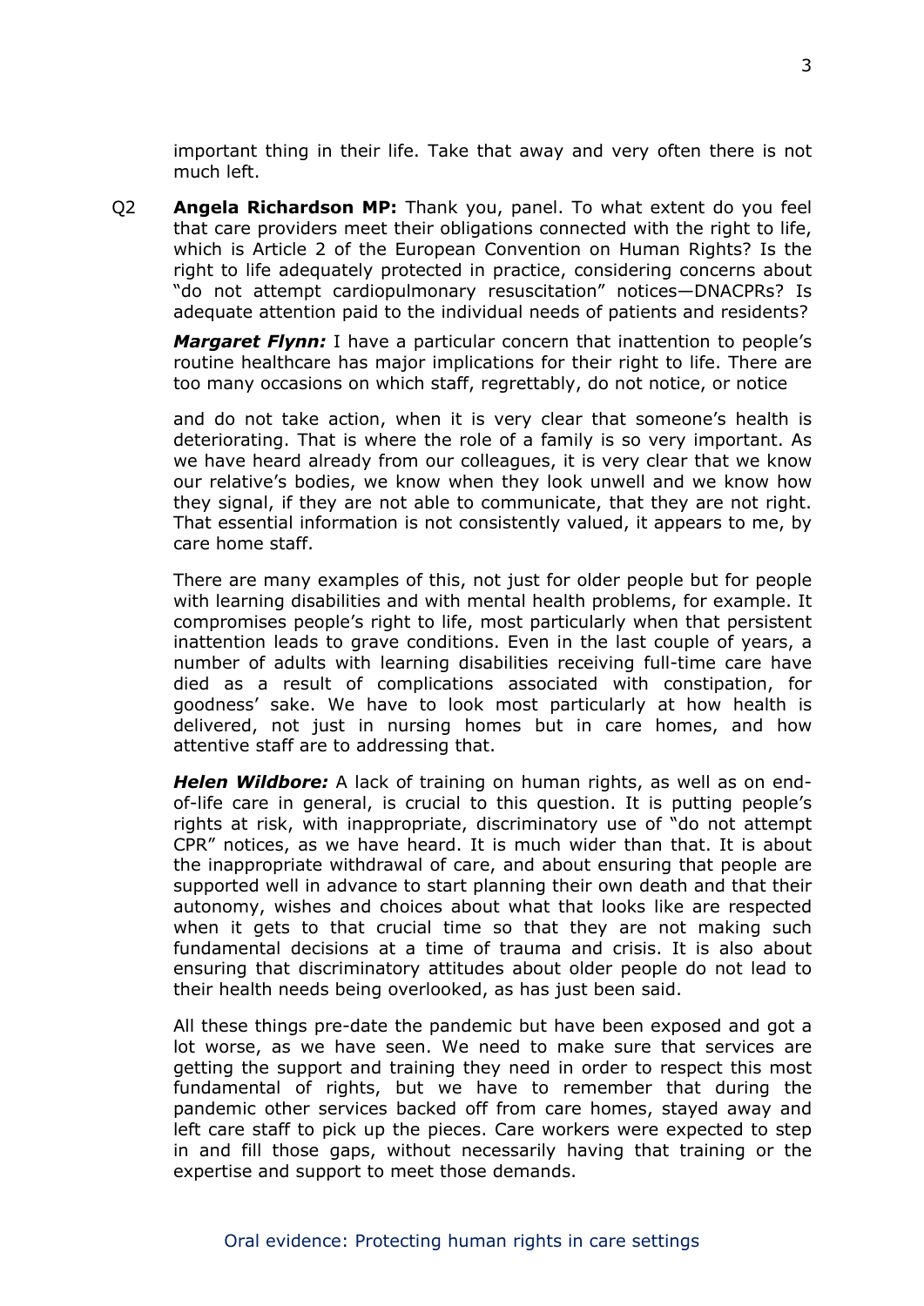important thing in their life. Take that away and very often there is not much left.

Q2 **Angela Richardson MP:** Thank you, panel. To what extent do you feel that care providers meet their obligations connected with the right to life, which is Article 2 of the European Convention on Human Rights? Is the right to life adequately protected in practice, considering concerns about "do not attempt cardiopulmonary resuscitation" notices—DNACPRs? Is adequate attention paid to the individual needs of patients and residents?

***Margaret Flynn:*** I have a particular concern that inattention to people's routine healthcare has major implications for their right to life. There are too many occasions on which staff, regrettably, do not notice, or notice and do not take action, when it is very clear that someone's health is deteriorating. That is where the role of a family is so very important. As we have heard already from our colleagues, it is very clear that we know our relative's bodies, we know when they look unwell and we know how they signal, if they are not able to communicate, that they are not right. That essential information is not consistently valued, it appears to me, by care home staff.

There are many examples of this, not just for older people but for people with learning disabilities and with mental health problems, for example. It compromises people's right to life, most particularly when that persistent inattention leads to grave conditions. Even in the last couple of years, a number of adults with learning disabilities receiving full-time care have died as a result of complications associated with constipation, for goodness' sake. We have to look most particularly at how health is delivered, not just in nursing homes but in care homes, and how attentive staff are to addressing that.

***Helen Wildbore:*** A lack of training on human rights, as well as on end-of-life care in general, is crucial to this question. It is putting people's rights at risk, with inappropriate, discriminatory use of "do not attempt CPR" notices, as we have heard. It is much wider than that. It is about the inappropriate withdrawal of care, and about ensuring that people are supported well in advance to start planning their own death and that their autonomy, wishes and choices about what that looks like are respected when it gets to that crucial time so that they are not making such fundamental decisions at a time of trauma and crisis. It is also about ensuring that discriminatory attitudes about older people do not lead to their health needs being overlooked, as has just been said.

All these things pre-date the pandemic but have been exposed and got a lot worse, as we have seen. We need to make sure that services are getting the support and training they need in order to respect this most fundamental of rights, but we have to remember that during the pandemic other services backed off from care homes, stayed away and left care staff to pick up the pieces. Care workers were expected to step in and fill those gaps, without necessarily having that training or the expertise and support to meet those demands.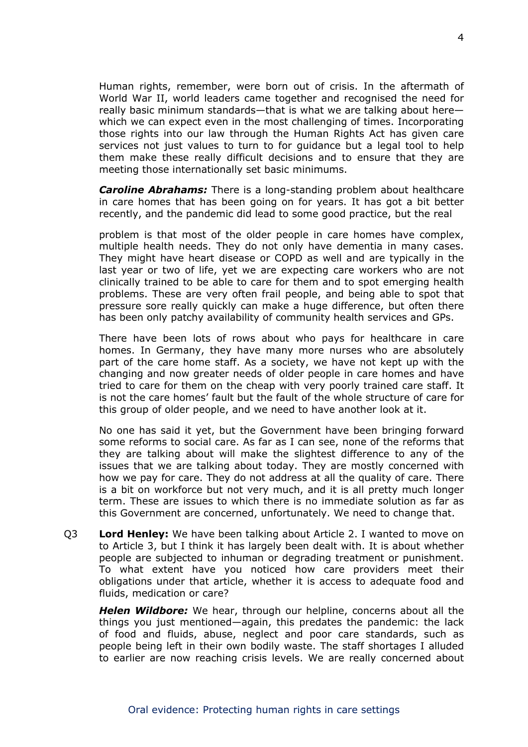Human rights, remember, were born out of crisis. In the aftermath of World War II, world leaders came together and recognised the need for really basic minimum standards—that is what we are talking about here—which we can expect even in the most challenging of times. Incorporating those rights into our law through the Human Rights Act has given care services not just values to turn to for guidance but a legal tool to help them make these really difficult decisions and to ensure that they are meeting those internationally set basic minimums.

***Caroline Abrahams:*** There is a long-standing problem about healthcare in care homes that has been going on for years. It has got a bit better recently, and the pandemic did lead to some good practice, but the real problem is that most of the older people in care homes have complex, multiple health needs. They do not only have dementia in many cases. They might have heart disease or COPD as well and are typically in the last year or two of life, yet we are expecting care workers who are not clinically trained to be able to care for them and to spot emerging health problems. These are very often frail people, and being able to spot that pressure sore really quickly can make a huge difference, but often there has been only patchy availability of community health services and GPs.

There have been lots of rows about who pays for healthcare in care homes. In Germany, they have many more nurses who are absolutely part of the care home staff. As a society, we have not kept up with the changing and now greater needs of older people in care homes and have tried to care for them on the cheap with very poorly trained care staff. It is not the care homes' fault but the fault of the whole structure of care for this group of older people, and we need to have another look at it.

No one has said it yet, but the Government have been bringing forward some reforms to social care. As far as I can see, none of the reforms that they are talking about will make the slightest difference to any of the issues that we are talking about today. They are mostly concerned with how we pay for care. They do not address at all the quality of care. There is a bit on workforce but not very much, and it is all pretty much longer term. These are issues to which there is no immediate solution as far as this Government are concerned, unfortunately. We need to change that.

Q3 **Lord Henley:** We have been talking about Article 2. I wanted to move on to Article 3, but I think it has largely been dealt with. It is about whether people are subjected to inhuman or degrading treatment or punishment. To what extent have you noticed how care providers meet their obligations under that article, whether it is access to adequate food and fluids, medication or care?

***Helen Wildbore:*** We hear, through our helpline, concerns about all the things you just mentioned—again, this predates the pandemic: the lack of food and fluids, abuse, neglect and poor care standards, such as people being left in their own bodily waste. The staff shortages I alluded to earlier are now reaching crisis levels. We are really concerned about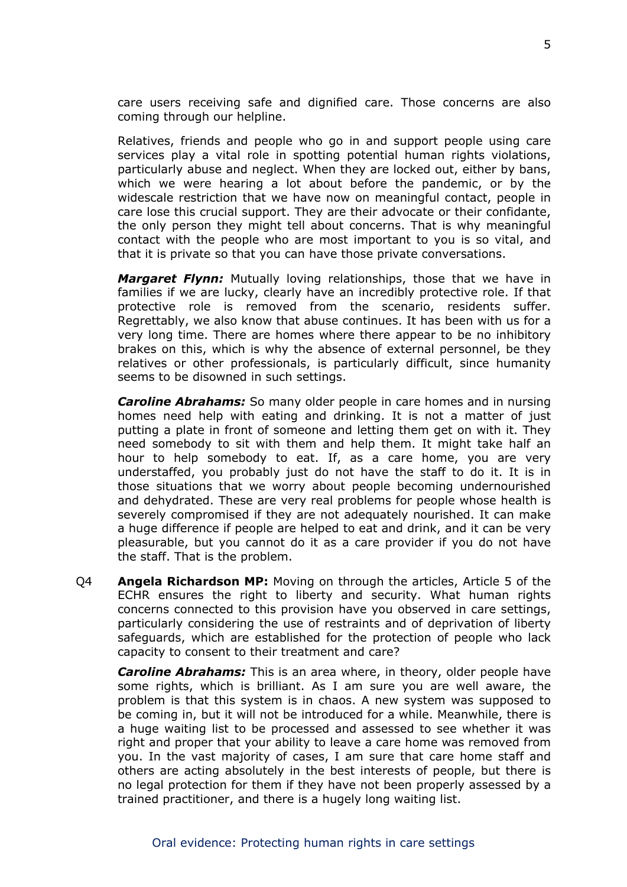care users receiving safe and dignified care. Those concerns are also coming through our helpline.

Relatives, friends and people who go in and support people using care services play a vital role in spotting potential human rights violations, particularly abuse and neglect. When they are locked out, either by bans, which we were hearing a lot about before the pandemic, or by the widescale restriction that we have now on meaningful contact, people in care lose this crucial support. They are their advocate or their confidante, the only person they might tell about concerns. That is why meaningful contact with the people who are most important to you is so vital, and that it is private so that you can have those private conversations.

***Margaret Flynn:*** Mutually loving relationships, those that we have in families if we are lucky, clearly have an incredibly protective role. If that protective role is removed from the scenario, residents suffer. Regrettably, we also know that abuse continues. It has been with us for a very long time. There are homes where there appear to be no inhibitory brakes on this, which is why the absence of external personnel, be they relatives or other professionals, is particularly difficult, since humanity seems to be disowned in such settings.

***Caroline Abrahams:*** So many older people in care homes and in nursing homes need help with eating and drinking. It is not a matter of just putting a plate in front of someone and letting them get on with it. They need somebody to sit with them and help them. It might take half an hour to help somebody to eat. If, as a care home, you are very understaffed, you probably just do not have the staff to do it. It is in those situations that we worry about people becoming undernourished and dehydrated. These are very real problems for people whose health is severely compromised if they are not adequately nourished. It can make a huge difference if people are helped to eat and drink, and it can be very pleasurable, but you cannot do it as a care provider if you do not have the staff. That is the problem.

Q4 **Angela Richardson MP:** Moving on through the articles, Article 5 of the ECHR ensures the right to liberty and security. What human rights concerns connected to this provision have you observed in care settings, particularly considering the use of restraints and of deprivation of liberty safeguards, which are established for the protection of people who lack capacity to consent to their treatment and care?

***Caroline Abrahams:*** This is an area where, in theory, older people have some rights, which is brilliant. As I am sure you are well aware, the problem is that this system is in chaos. A new system was supposed to be coming in, but it will not be introduced for a while. Meanwhile, there is a huge waiting list to be processed and assessed to see whether it was right and proper that your ability to leave a care home was removed from you. In the vast majority of cases, I am sure that care home staff and others are acting absolutely in the best interests of people, but there is no legal protection for them if they have not been properly assessed by a trained practitioner, and there is a hugely long waiting list.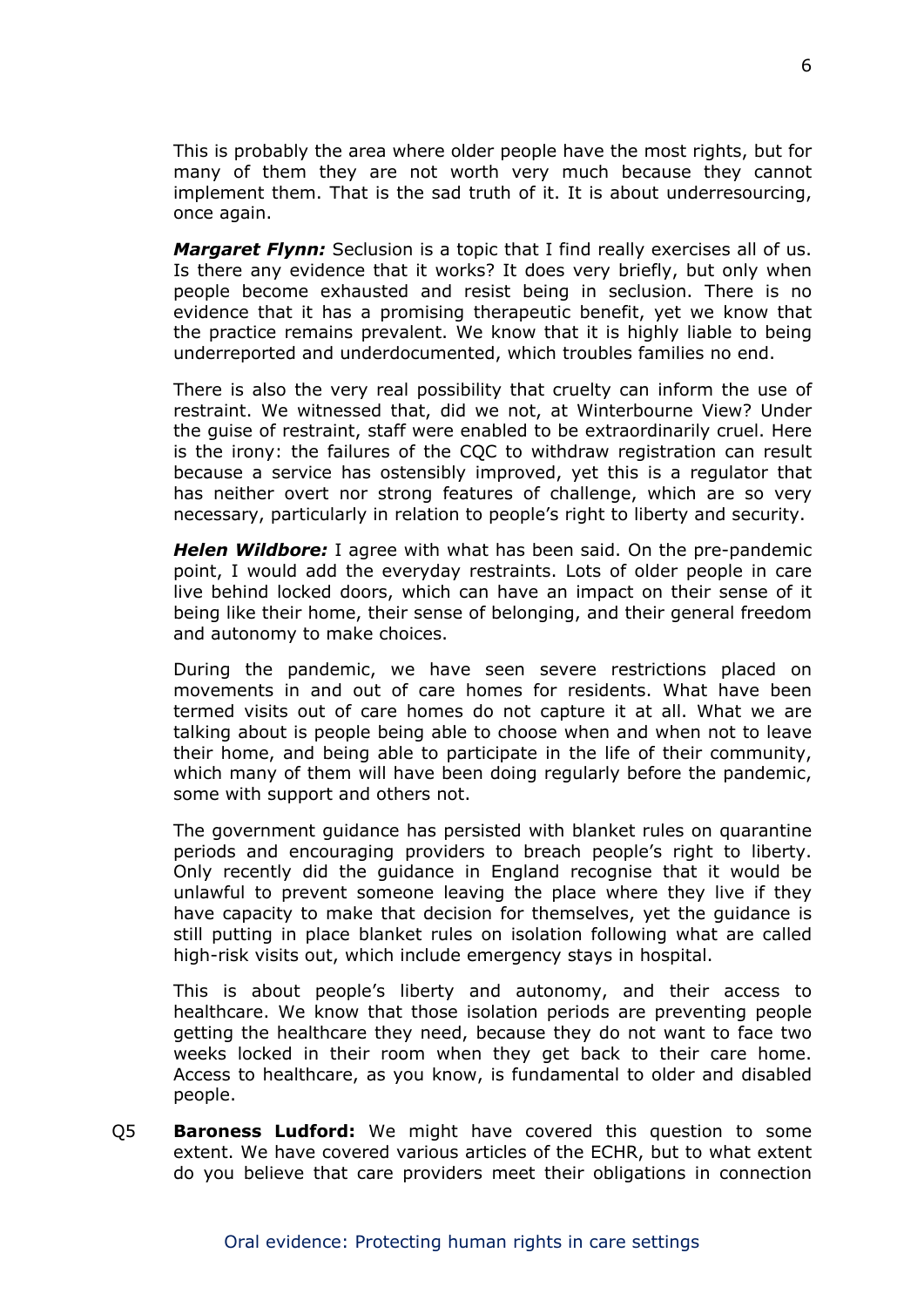This is probably the area where older people have the most rights, but for many of them they are not worth very much because they cannot implement them. That is the sad truth of it. It is about underresourcing, once again.

***Margaret Flynn:*** Seclusion is a topic that I find really exercises all of us. Is there any evidence that it works? It does very briefly, but only when people become exhausted and resist being in seclusion. There is no evidence that it has a promising therapeutic benefit, yet we know that the practice remains prevalent. We know that it is highly liable to being underreported and underdocumented, which troubles families no end.

There is also the very real possibility that cruelty can inform the use of restraint. We witnessed that, did we not, at Winterbourne View? Under the guise of restraint, staff were enabled to be extraordinarily cruel. Here is the irony: the failures of the CQC to withdraw registration can result because a service has ostensibly improved, yet this is a regulator that has neither overt nor strong features of challenge, which are so very necessary, particularly in relation to people's right to liberty and security.

***Helen Wildbore:*** I agree with what has been said. On the pre-pandemic point, I would add the everyday restraints. Lots of older people in care live behind locked doors, which can have an impact on their sense of it being like their home, their sense of belonging, and their general freedom and autonomy to make choices.

During the pandemic, we have seen severe restrictions placed on movements in and out of care homes for residents. What have been termed visits out of care homes do not capture it at all. What we are talking about is people being able to choose when and when not to leave their home, and being able to participate in the life of their community, which many of them will have been doing regularly before the pandemic, some with support and others not.

The government guidance has persisted with blanket rules on quarantine periods and encouraging providers to breach people's right to liberty. Only recently did the guidance in England recognise that it would be unlawful to prevent someone leaving the place where they live if they have capacity to make that decision for themselves, yet the guidance is still putting in place blanket rules on isolation following what are called high-risk visits out, which include emergency stays in hospital.

This is about people's liberty and autonomy, and their access to healthcare. We know that those isolation periods are preventing people getting the healthcare they need, because they do not want to face two weeks locked in their room when they get back to their care home. Access to healthcare, as you know, is fundamental to older and disabled people.

Q5 **Baroness Ludford:** We might have covered this question to some extent. We have covered various articles of the ECHR, but to what extent do you believe that care providers meet their obligations in connection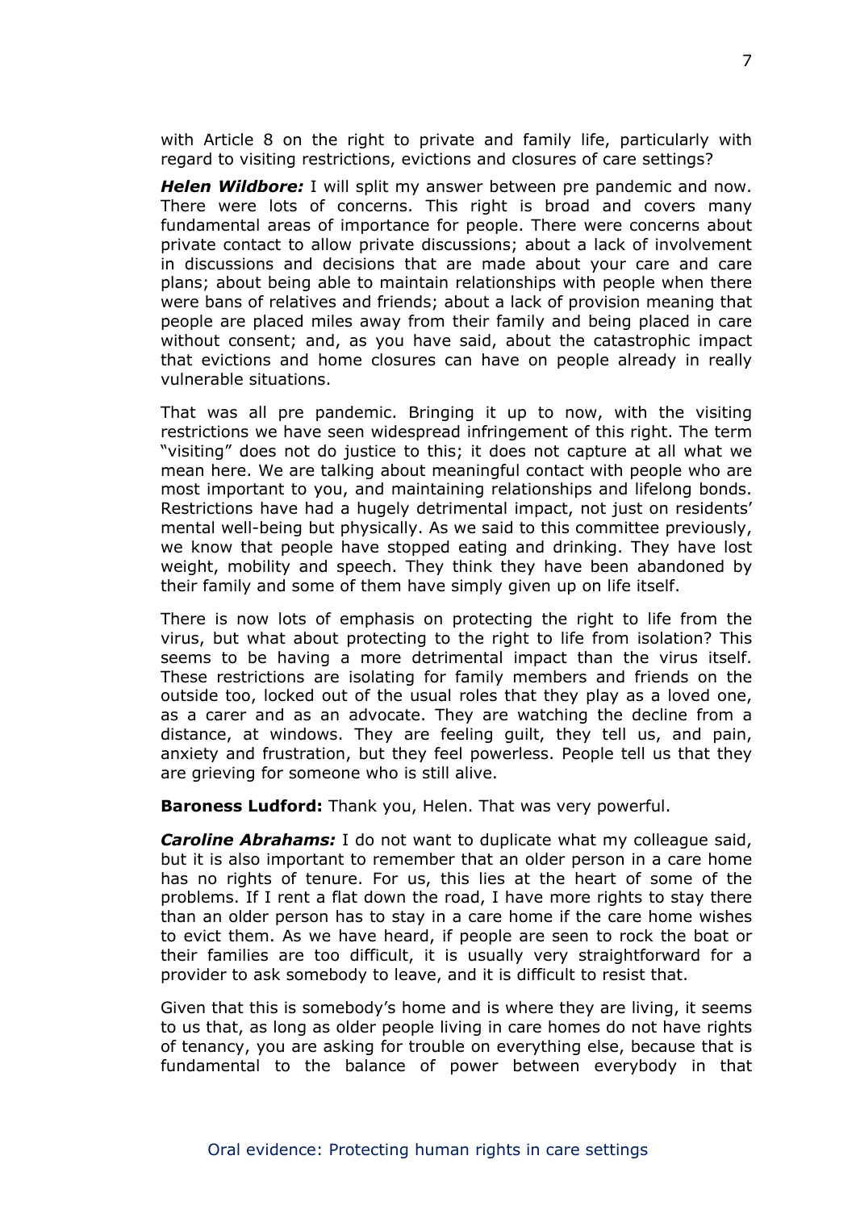with Article 8 on the right to private and family life, particularly with regard to visiting restrictions, evictions and closures of care settings?

***Helen Wildbore:*** I will split my answer between pre pandemic and now. There were lots of concerns. This right is broad and covers many fundamental areas of importance for people. There were concerns about private contact to allow private discussions; about a lack of involvement in discussions and decisions that are made about your care and care plans; about being able to maintain relationships with people when there were bans of relatives and friends; about a lack of provision meaning that people are placed miles away from their family and being placed in care without consent; and, as you have said, about the catastrophic impact that evictions and home closures can have on people already in really vulnerable situations.

That was all pre pandemic. Bringing it up to now, with the visiting restrictions we have seen widespread infringement of this right. The term "visiting" does not do justice to this; it does not capture at all what we mean here. We are talking about meaningful contact with people who are most important to you, and maintaining relationships and lifelong bonds. Restrictions have had a hugely detrimental impact, not just on residents' mental well-being but physically. As we said to this committee previously, we know that people have stopped eating and drinking. They have lost weight, mobility and speech. They think they have been abandoned by their family and some of them have simply given up on life itself.

There is now lots of emphasis on protecting the right to life from the virus, but what about protecting to the right to life from isolation? This seems to be having a more detrimental impact than the virus itself. These restrictions are isolating for family members and friends on the outside too, locked out of the usual roles that they play as a loved one, as a carer and as an advocate. They are watching the decline from a distance, at windows. They are feeling guilt, they tell us, and pain, anxiety and frustration, but they feel powerless. People tell us that they are grieving for someone who is still alive.

**Baroness Ludford:** Thank you, Helen. That was very powerful.

***Caroline Abrahams:*** I do not want to duplicate what my colleague said, but it is also important to remember that an older person in a care home has no rights of tenure. For us, this lies at the heart of some of the problems. If I rent a flat down the road, I have more rights to stay there than an older person has to stay in a care home if the care home wishes to evict them. As we have heard, if people are seen to rock the boat or their families are too difficult, it is usually very straightforward for a provider to ask somebody to leave, and it is difficult to resist that.

Given that this is somebody's home and is where they are living, it seems to us that, as long as older people living in care homes do not have rights of tenancy, you are asking for trouble on everything else, because that is fundamental to the balance of power between everybody in that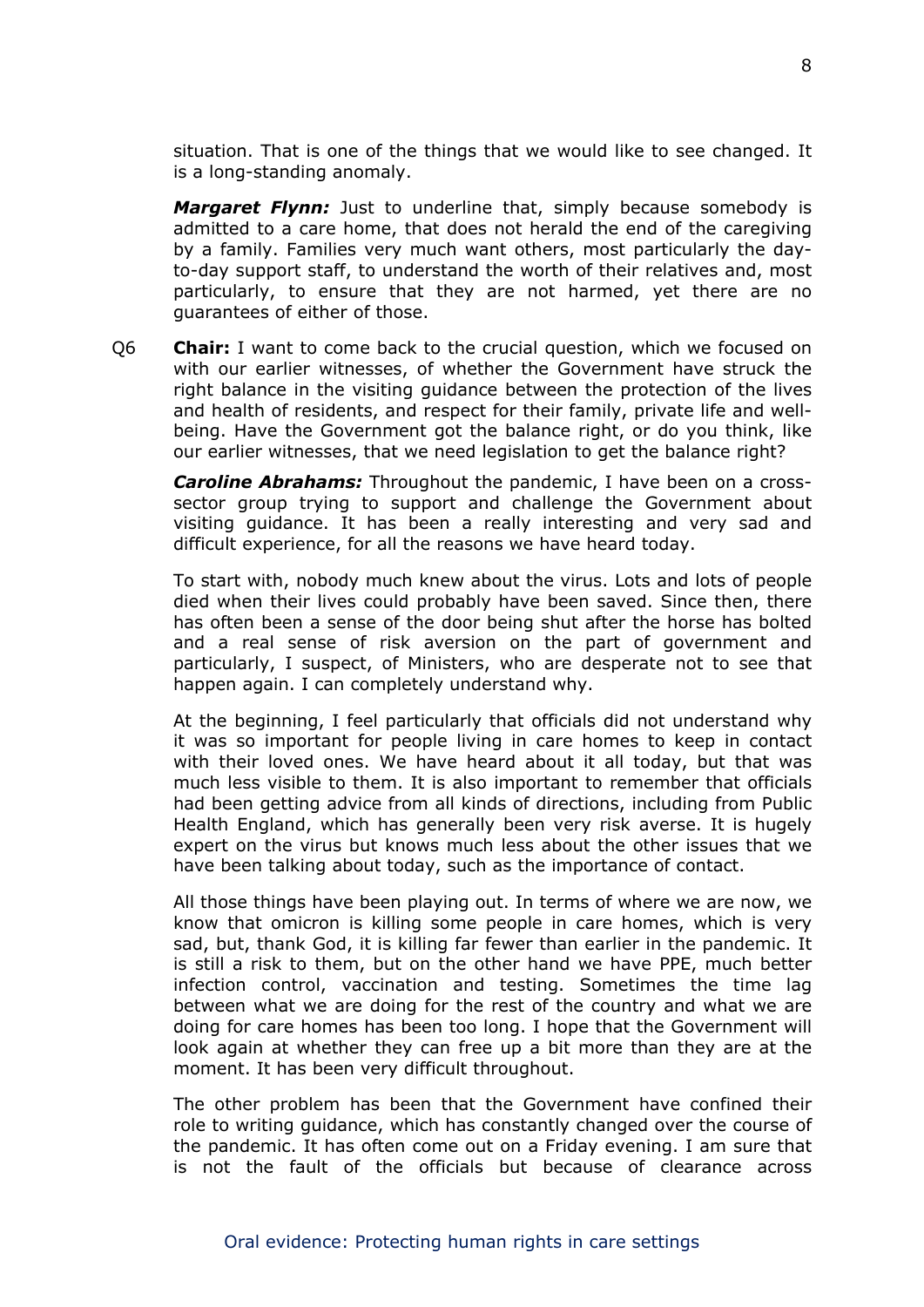situation. That is one of the things that we would like to see changed. It is a long-standing anomaly.

***Margaret Flynn:*** Just to underline that, simply because somebody is admitted to a care home, that does not herald the end of the caregiving by a family. Families very much want others, most particularly the day-to-day support staff, to understand the worth of their relatives and, most particularly, to ensure that they are not harmed, yet there are no guarantees of either of those.

Q6 **Chair:** I want to come back to the crucial question, which we focused on with our earlier witnesses, of whether the Government have struck the right balance in the visiting guidance between the protection of the lives and health of residents, and respect for their family, private life and well-being. Have the Government got the balance right, or do you think, like our earlier witnesses, that we need legislation to get the balance right?

***Caroline Abrahams:*** Throughout the pandemic, I have been on a cross-sector group trying to support and challenge the Government about visiting guidance. It has been a really interesting and very sad and difficult experience, for all the reasons we have heard today.

To start with, nobody much knew about the virus. Lots and lots of people died when their lives could probably have been saved. Since then, there has often been a sense of the door being shut after the horse has bolted and a real sense of risk aversion on the part of government and particularly, I suspect, of Ministers, who are desperate not to see that happen again. I can completely understand why.

At the beginning, I feel particularly that officials did not understand why it was so important for people living in care homes to keep in contact with their loved ones. We have heard about it all today, but that was much less visible to them. It is also important to remember that officials had been getting advice from all kinds of directions, including from Public Health England, which has generally been very risk averse. It is hugely expert on the virus but knows much less about the other issues that we have been talking about today, such as the importance of contact.

All those things have been playing out. In terms of where we are now, we know that omicron is killing some people in care homes, which is very sad, but, thank God, it is killing far fewer than earlier in the pandemic. It is still a risk to them, but on the other hand we have PPE, much better infection control, vaccination and testing. Sometimes the time lag between what we are doing for the rest of the country and what we are doing for care homes has been too long. I hope that the Government will look again at whether they can free up a bit more than they are at the moment. It has been very difficult throughout.

The other problem has been that the Government have confined their role to writing guidance, which has constantly changed over the course of the pandemic. It has often come out on a Friday evening. I am sure that is not the fault of the officials but because of clearance across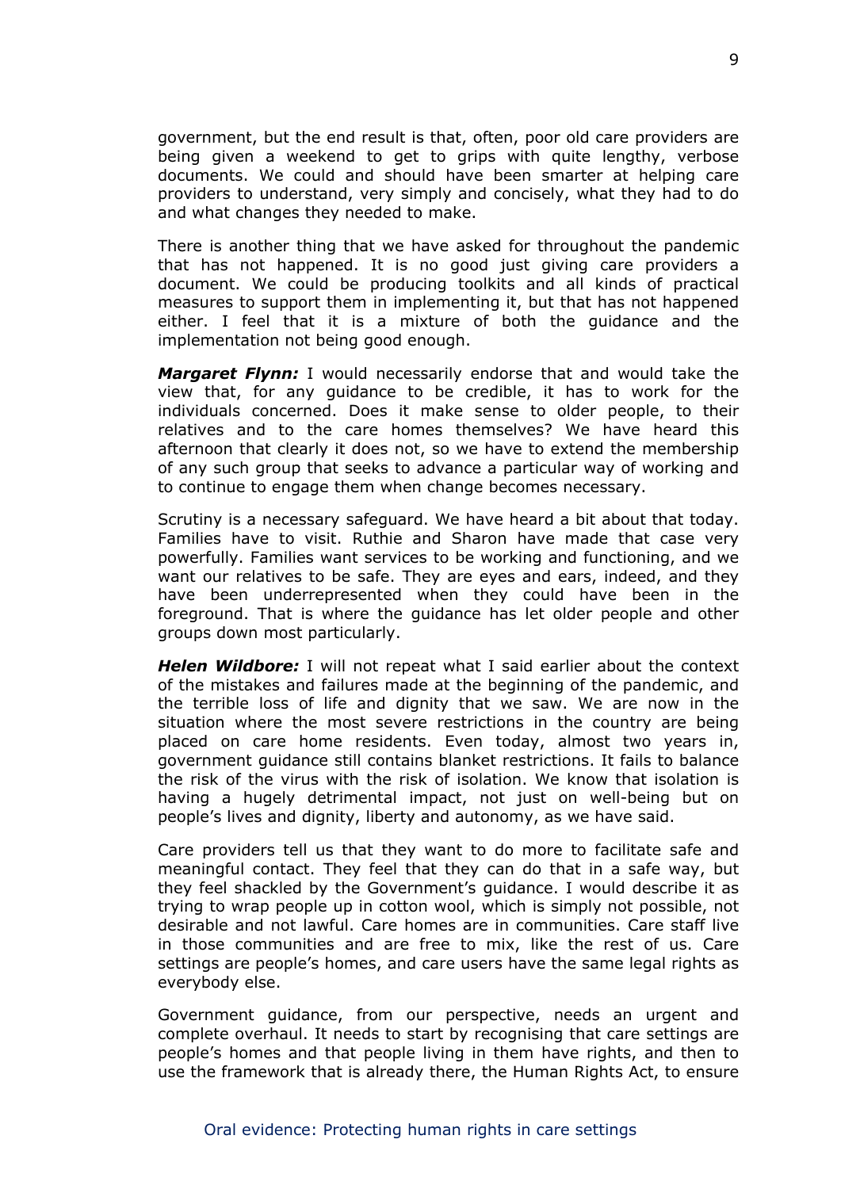government, but the end result is that, often, poor old care providers are being given a weekend to get to grips with quite lengthy, verbose documents. We could and should have been smarter at helping care providers to understand, very simply and concisely, what they had to do and what changes they needed to make.

There is another thing that we have asked for throughout the pandemic that has not happened. It is no good just giving care providers a document. We could be producing toolkits and all kinds of practical measures to support them in implementing it, but that has not happened either. I feel that it is a mixture of both the guidance and the implementation not being good enough.

***Margaret Flynn:*** I would necessarily endorse that and would take the view that, for any guidance to be credible, it has to work for the individuals concerned. Does it make sense to older people, to their relatives and to the care homes themselves? We have heard this afternoon that clearly it does not, so we have to extend the membership of any such group that seeks to advance a particular way of working and to continue to engage them when change becomes necessary.

Scrutiny is a necessary safeguard. We have heard a bit about that today. Families have to visit. Ruthie and Sharon have made that case very powerfully. Families want services to be working and functioning, and we want our relatives to be safe. They are eyes and ears, indeed, and they have been underrepresented when they could have been in the foreground. That is where the guidance has let older people and other groups down most particularly.

***Helen Wildbore:*** I will not repeat what I said earlier about the context of the mistakes and failures made at the beginning of the pandemic, and the terrible loss of life and dignity that we saw. We are now in the situation where the most severe restrictions in the country are being placed on care home residents. Even today, almost two years in, government guidance still contains blanket restrictions. It fails to balance the risk of the virus with the risk of isolation. We know that isolation is having a hugely detrimental impact, not just on well-being but on people's lives and dignity, liberty and autonomy, as we have said.

Care providers tell us that they want to do more to facilitate safe and meaningful contact. They feel that they can do that in a safe way, but they feel shackled by the Government's guidance. I would describe it as trying to wrap people up in cotton wool, which is simply not possible, not desirable and not lawful. Care homes are in communities. Care staff live in those communities and are free to mix, like the rest of us. Care settings are people's homes, and care users have the same legal rights as everybody else.

Government guidance, from our perspective, needs an urgent and complete overhaul. It needs to start by recognising that care settings are people's homes and that people living in them have rights, and then to use the framework that is already there, the Human Rights Act, to ensure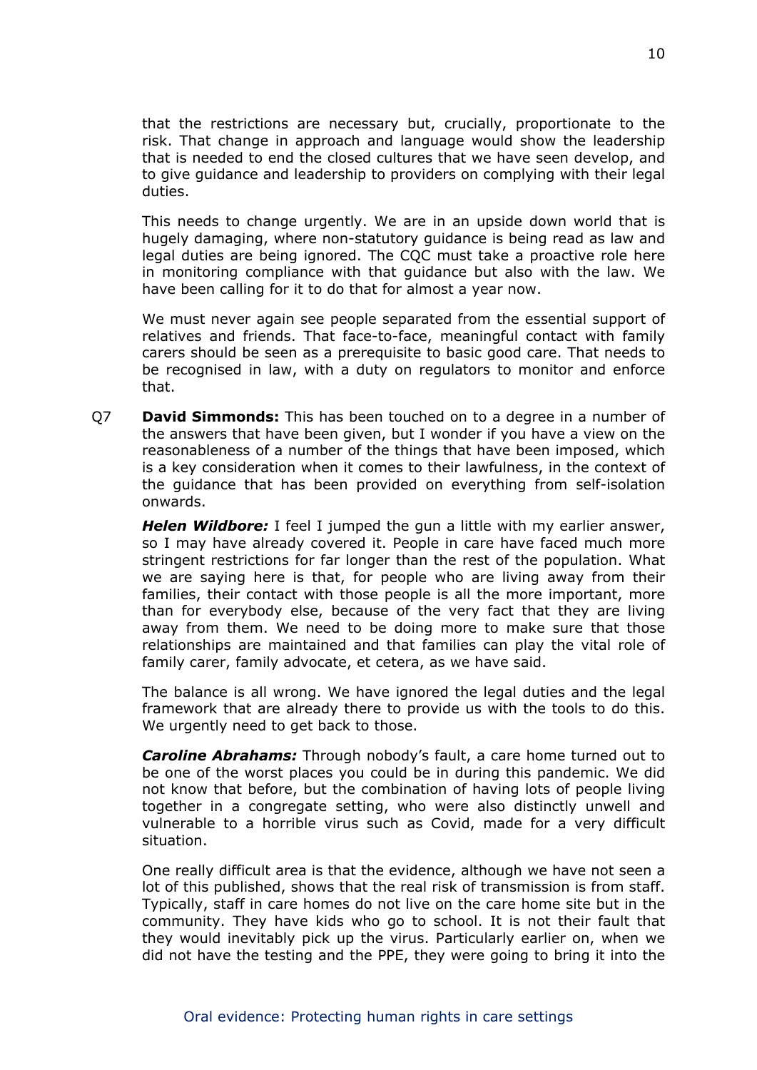that the restrictions are necessary but, crucially, proportionate to the risk. That change in approach and language would show the leadership that is needed to end the closed cultures that we have seen develop, and to give guidance and leadership to providers on complying with their legal duties.

This needs to change urgently. We are in an upside down world that is hugely damaging, where non-statutory guidance is being read as law and legal duties are being ignored. The CQC must take a proactive role here in monitoring compliance with that guidance but also with the law. We have been calling for it to do that for almost a year now.

We must never again see people separated from the essential support of relatives and friends. That face-to-face, meaningful contact with family carers should be seen as a prerequisite to basic good care. That needs to be recognised in law, with a duty on regulators to monitor and enforce that.

Q7 **David Simmonds:** This has been touched on to a degree in a number of the answers that have been given, but I wonder if you have a view on the reasonableness of a number of the things that have been imposed, which is a key consideration when it comes to their lawfulness, in the context of the guidance that has been provided on everything from self-isolation onwards.

***Helen Wildbore:*** I feel I jumped the gun a little with my earlier answer, so I may have already covered it. People in care have faced much more stringent restrictions for far longer than the rest of the population. What we are saying here is that, for people who are living away from their families, their contact with those people is all the more important, more than for everybody else, because of the very fact that they are living away from them. We need to be doing more to make sure that those relationships are maintained and that families can play the vital role of family carer, family advocate, et cetera, as we have said.

The balance is all wrong. We have ignored the legal duties and the legal framework that are already there to provide us with the tools to do this. We urgently need to get back to those.

***Caroline Abrahams:*** Through nobody's fault, a care home turned out to be one of the worst places you could be in during this pandemic. We did not know that before, but the combination of having lots of people living together in a congregate setting, who were also distinctly unwell and vulnerable to a horrible virus such as Covid, made for a very difficult situation.

One really difficult area is that the evidence, although we have not seen a lot of this published, shows that the real risk of transmission is from staff. Typically, staff in care homes do not live on the care home site but in the community. They have kids who go to school. It is not their fault that they would inevitably pick up the virus. Particularly earlier on, when we did not have the testing and the PPE, they were going to bring it into the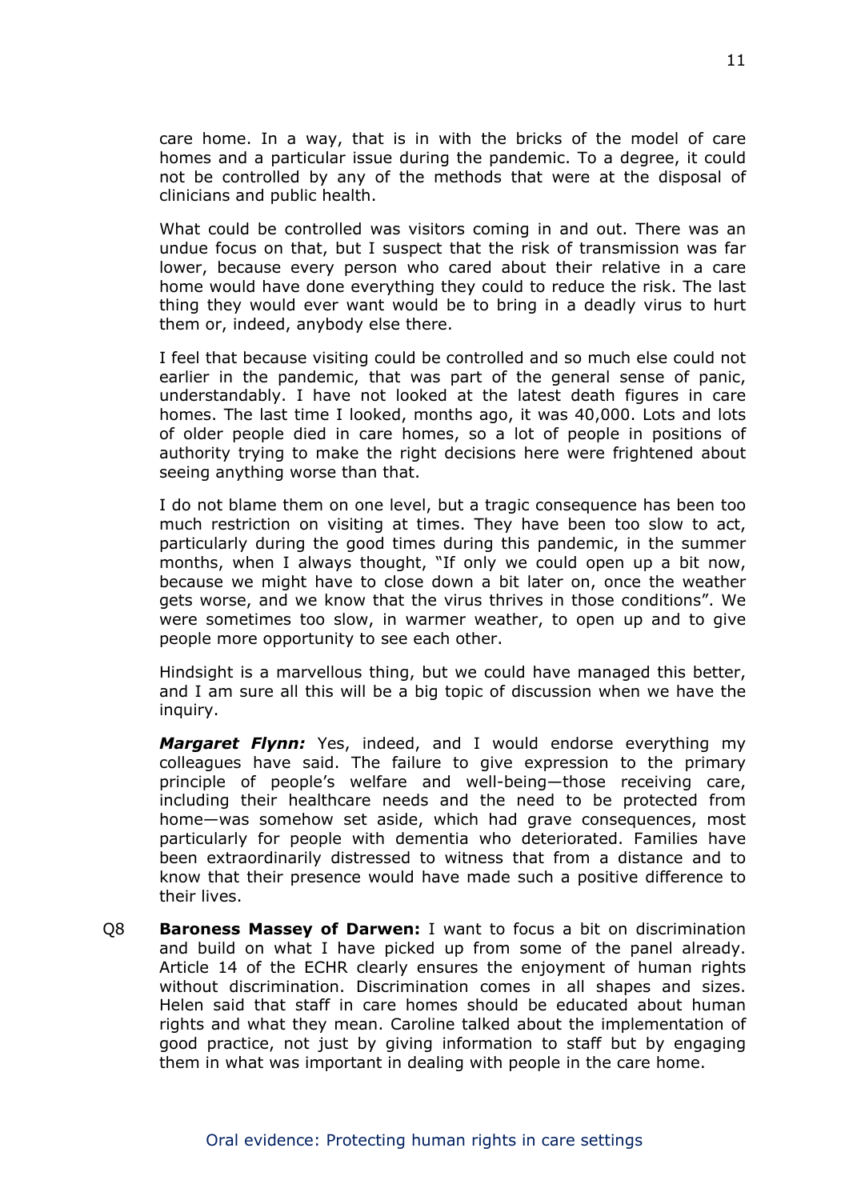care home. In a way, that is in with the bricks of the model of care homes and a particular issue during the pandemic. To a degree, it could not be controlled by any of the methods that were at the disposal of clinicians and public health.

What could be controlled was visitors coming in and out. There was an undue focus on that, but I suspect that the risk of transmission was far lower, because every person who cared about their relative in a care home would have done everything they could to reduce the risk. The last thing they would ever want would be to bring in a deadly virus to hurt them or, indeed, anybody else there.

I feel that because visiting could be controlled and so much else could not earlier in the pandemic, that was part of the general sense of panic, understandably. I have not looked at the latest death figures in care homes. The last time I looked, months ago, it was 40,000. Lots and lots of older people died in care homes, so a lot of people in positions of authority trying to make the right decisions here were frightened about seeing anything worse than that.

I do not blame them on one level, but a tragic consequence has been too much restriction on visiting at times. They have been too slow to act, particularly during the good times during this pandemic, in the summer months, when I always thought, "If only we could open up a bit now, because we might have to close down a bit later on, once the weather gets worse, and we know that the virus thrives in those conditions". We were sometimes too slow, in warmer weather, to open up and to give people more opportunity to see each other.

Hindsight is a marvellous thing, but we could have managed this better, and I am sure all this will be a big topic of discussion when we have the inquiry.

***Margaret Flynn:*** Yes, indeed, and I would endorse everything my colleagues have said. The failure to give expression to the primary principle of people's welfare and well-being—those receiving care, including their healthcare needs and the need to be protected from home—was somehow set aside, which had grave consequences, most particularly for people with dementia who deteriorated. Families have been extraordinarily distressed to witness that from a distance and to know that their presence would have made such a positive difference to their lives.

Q8 **Baroness Massey of Darwen:** I want to focus a bit on discrimination and build on what I have picked up from some of the panel already. Article 14 of the ECHR clearly ensures the enjoyment of human rights without discrimination. Discrimination comes in all shapes and sizes. Helen said that staff in care homes should be educated about human rights and what they mean. Caroline talked about the implementation of good practice, not just by giving information to staff but by engaging them in what was important in dealing with people in the care home.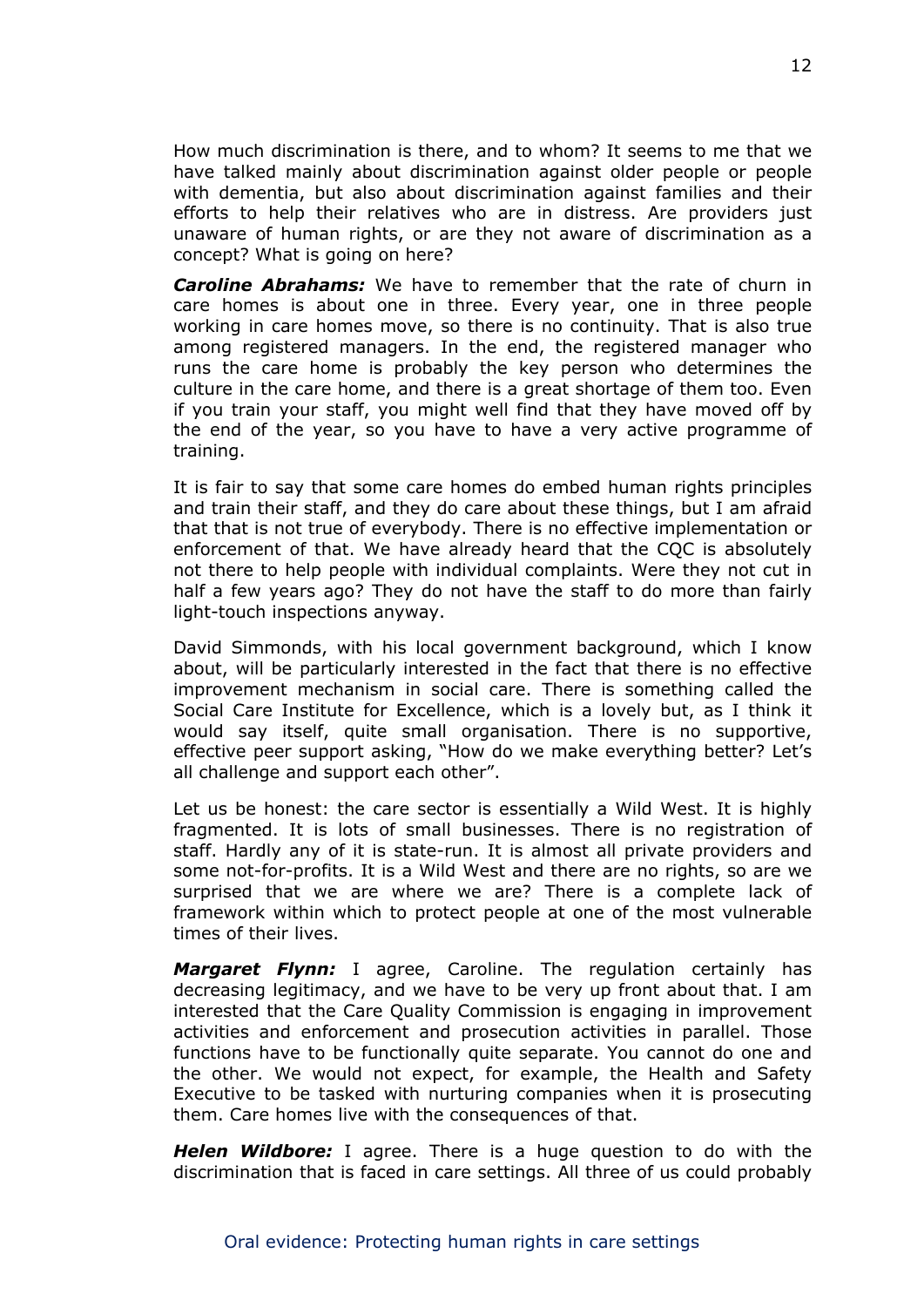How much discrimination is there, and to whom? It seems to me that we have talked mainly about discrimination against older people or people with dementia, but also about discrimination against families and their efforts to help their relatives who are in distress. Are providers just unaware of human rights, or are they not aware of discrimination as a concept? What is going on here?

***Caroline Abrahams:*** We have to remember that the rate of churn in care homes is about one in three. Every year, one in three people working in care homes move, so there is no continuity. That is also true among registered managers. In the end, the registered manager who runs the care home is probably the key person who determines the culture in the care home, and there is a great shortage of them too. Even if you train your staff, you might well find that they have moved off by the end of the year, so you have to have a very active programme of training.

It is fair to say that some care homes do embed human rights principles and train their staff, and they do care about these things, but I am afraid that that is not true of everybody. There is no effective implementation or enforcement of that. We have already heard that the CQC is absolutely not there to help people with individual complaints. Were they not cut in half a few years ago? They do not have the staff to do more than fairly light-touch inspections anyway.

David Simmonds, with his local government background, which I know about, will be particularly interested in the fact that there is no effective improvement mechanism in social care. There is something called the Social Care Institute for Excellence, which is a lovely but, as I think it would say itself, quite small organisation. There is no supportive, effective peer support asking, "How do we make everything better? Let's all challenge and support each other".

Let us be honest: the care sector is essentially a Wild West. It is highly fragmented. It is lots of small businesses. There is no registration of staff. Hardly any of it is state-run. It is almost all private providers and some not-for-profits. It is a Wild West and there are no rights, so are we surprised that we are where we are? There is a complete lack of framework within which to protect people at one of the most vulnerable times of their lives.

***Margaret Flynn:*** I agree, Caroline. The regulation certainly has decreasing legitimacy, and we have to be very up front about that. I am interested that the Care Quality Commission is engaging in improvement activities and enforcement and prosecution activities in parallel. Those functions have to be functionally quite separate. You cannot do one and the other. We would not expect, for example, the Health and Safety Executive to be tasked with nurturing companies when it is prosecuting them. Care homes live with the consequences of that.

***Helen Wildbore:*** I agree. There is a huge question to do with the discrimination that is faced in care settings. All three of us could probably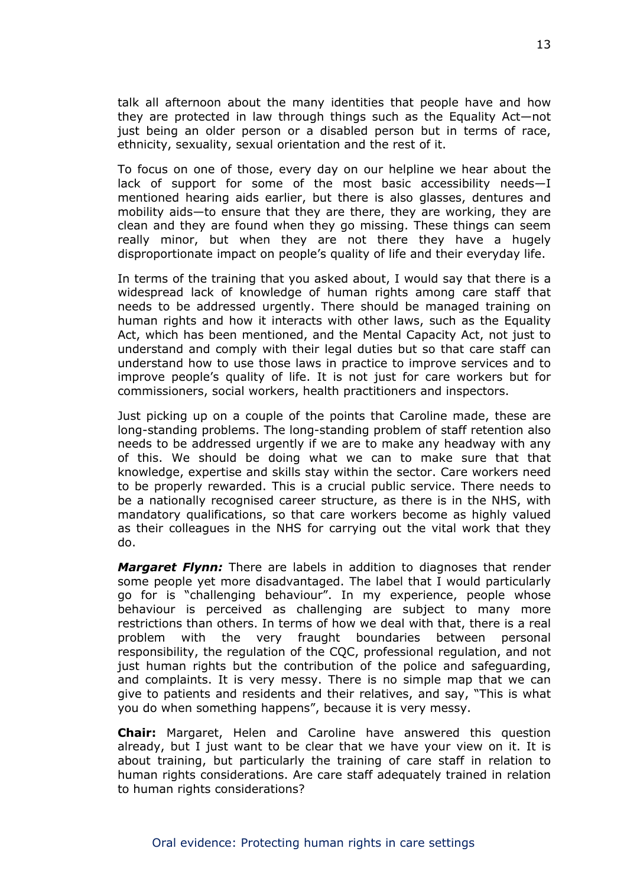talk all afternoon about the many identities that people have and how they are protected in law through things such as the Equality Act—not just being an older person or a disabled person but in terms of race, ethnicity, sexuality, sexual orientation and the rest of it.

To focus on one of those, every day on our helpline we hear about the lack of support for some of the most basic accessibility needs—I mentioned hearing aids earlier, but there is also glasses, dentures and mobility aids—to ensure that they are there, they are working, they are clean and they are found when they go missing. These things can seem really minor, but when they are not there they have a hugely disproportionate impact on people's quality of life and their everyday life.

In terms of the training that you asked about, I would say that there is a widespread lack of knowledge of human rights among care staff that needs to be addressed urgently. There should be managed training on human rights and how it interacts with other laws, such as the Equality Act, which has been mentioned, and the Mental Capacity Act, not just to understand and comply with their legal duties but so that care staff can understand how to use those laws in practice to improve services and to improve people's quality of life. It is not just for care workers but for commissioners, social workers, health practitioners and inspectors.

Just picking up on a couple of the points that Caroline made, these are long-standing problems. The long-standing problem of staff retention also needs to be addressed urgently if we are to make any headway with any of this. We should be doing what we can to make sure that that knowledge, expertise and skills stay within the sector. Care workers need to be properly rewarded. This is a crucial public service. There needs to be a nationally recognised career structure, as there is in the NHS, with mandatory qualifications, so that care workers become as highly valued as their colleagues in the NHS for carrying out the vital work that they do.

***Margaret Flynn:*** There are labels in addition to diagnoses that render some people yet more disadvantaged. The label that I would particularly go for is "challenging behaviour". In my experience, people whose behaviour is perceived as challenging are subject to many more restrictions than others. In terms of how we deal with that, there is a real problem with the very fraught boundaries between personal responsibility, the regulation of the CQC, professional regulation, and not just human rights but the contribution of the police and safeguarding, and complaints. It is very messy. There is no simple map that we can give to patients and residents and their relatives, and say, "This is what you do when something happens", because it is very messy.

**Chair:** Margaret, Helen and Caroline have answered this question already, but I just want to be clear that we have your view on it. It is about training, but particularly the training of care staff in relation to human rights considerations. Are care staff adequately trained in relation to human rights considerations?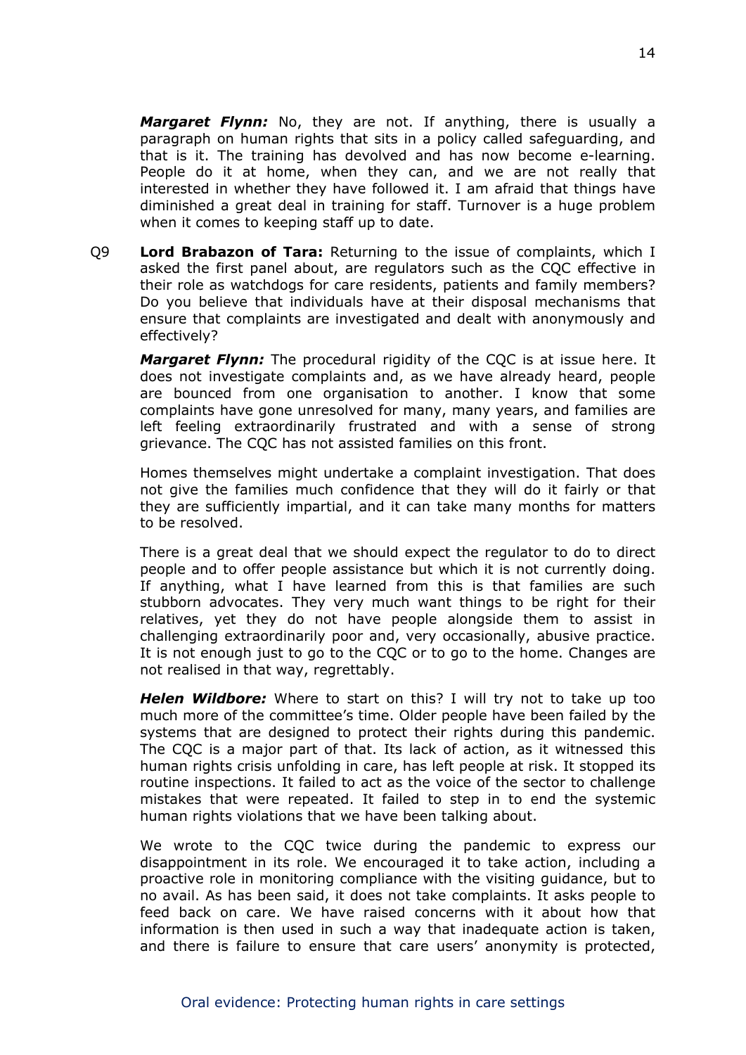***Margaret Flynn:*** No, they are not. If anything, there is usually a paragraph on human rights that sits in a policy called safeguarding, and that is it. The training has devolved and has now become e-learning. People do it at home, when they can, and we are not really that interested in whether they have followed it. I am afraid that things have diminished a great deal in training for staff. Turnover is a huge problem when it comes to keeping staff up to date.

Q9 **Lord Brabazon of Tara:** Returning to the issue of complaints, which I asked the first panel about, are regulators such as the CQC effective in their role as watchdogs for care residents, patients and family members? Do you believe that individuals have at their disposal mechanisms that ensure that complaints are investigated and dealt with anonymously and effectively?

***Margaret Flynn:*** The procedural rigidity of the CQC is at issue here. It does not investigate complaints and, as we have already heard, people are bounced from one organisation to another. I know that some complaints have gone unresolved for many, many years, and families are left feeling extraordinarily frustrated and with a sense of strong grievance. The CQC has not assisted families on this front.

Homes themselves might undertake a complaint investigation. That does not give the families much confidence that they will do it fairly or that they are sufficiently impartial, and it can take many months for matters to be resolved.

There is a great deal that we should expect the regulator to do to direct people and to offer people assistance but which it is not currently doing. If anything, what I have learned from this is that families are such stubborn advocates. They very much want things to be right for their relatives, yet they do not have people alongside them to assist in challenging extraordinarily poor and, very occasionally, abusive practice. It is not enough just to go to the CQC or to go to the home. Changes are not realised in that way, regrettably.

***Helen Wildbore:*** Where to start on this? I will try not to take up too much more of the committee's time. Older people have been failed by the systems that are designed to protect their rights during this pandemic. The CQC is a major part of that. Its lack of action, as it witnessed this human rights crisis unfolding in care, has left people at risk. It stopped its routine inspections. It failed to act as the voice of the sector to challenge mistakes that were repeated. It failed to step in to end the systemic human rights violations that we have been talking about.

We wrote to the CQC twice during the pandemic to express our disappointment in its role. We encouraged it to take action, including a proactive role in monitoring compliance with the visiting guidance, but to no avail. As has been said, it does not take complaints. It asks people to feed back on care. We have raised concerns with it about how that information is then used in such a way that inadequate action is taken, and there is failure to ensure that care users' anonymity is protected,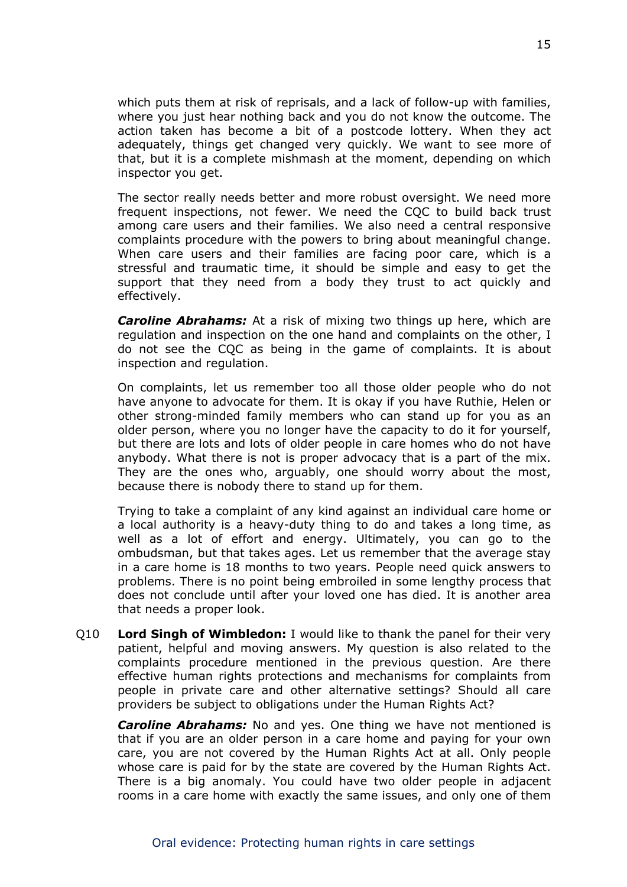which puts them at risk of reprisals, and a lack of follow-up with families, where you just hear nothing back and you do not know the outcome. The action taken has become a bit of a postcode lottery. When they act adequately, things get changed very quickly. We want to see more of that, but it is a complete mishmash at the moment, depending on which inspector you get.

The sector really needs better and more robust oversight. We need more frequent inspections, not fewer. We need the CQC to build back trust among care users and their families. We also need a central responsive complaints procedure with the powers to bring about meaningful change. When care users and their families are facing poor care, which is a stressful and traumatic time, it should be simple and easy to get the support that they need from a body they trust to act quickly and effectively.

***Caroline Abrahams:*** At a risk of mixing two things up here, which are regulation and inspection on the one hand and complaints on the other, I do not see the CQC as being in the game of complaints. It is about inspection and regulation.

On complaints, let us remember too all those older people who do not have anyone to advocate for them. It is okay if you have Ruthie, Helen or other strong-minded family members who can stand up for you as an older person, where you no longer have the capacity to do it for yourself, but there are lots and lots of older people in care homes who do not have anybody. What there is not is proper advocacy that is a part of the mix. They are the ones who, arguably, one should worry about the most, because there is nobody there to stand up for them.

Trying to take a complaint of any kind against an individual care home or a local authority is a heavy-duty thing to do and takes a long time, as well as a lot of effort and energy. Ultimately, you can go to the ombudsman, but that takes ages. Let us remember that the average stay in a care home is 18 months to two years. People need quick answers to problems. There is no point being embroiled in some lengthy process that does not conclude until after your loved one has died. It is another area that needs a proper look.

Q10 **Lord Singh of Wimbledon:** I would like to thank the panel for their very patient, helpful and moving answers. My question is also related to the complaints procedure mentioned in the previous question. Are there effective human rights protections and mechanisms for complaints from people in private care and other alternative settings? Should all care providers be subject to obligations under the Human Rights Act?

***Caroline Abrahams:*** No and yes. One thing we have not mentioned is that if you are an older person in a care home and paying for your own care, you are not covered by the Human Rights Act at all. Only people whose care is paid for by the state are covered by the Human Rights Act. There is a big anomaly. You could have two older people in adjacent rooms in a care home with exactly the same issues, and only one of them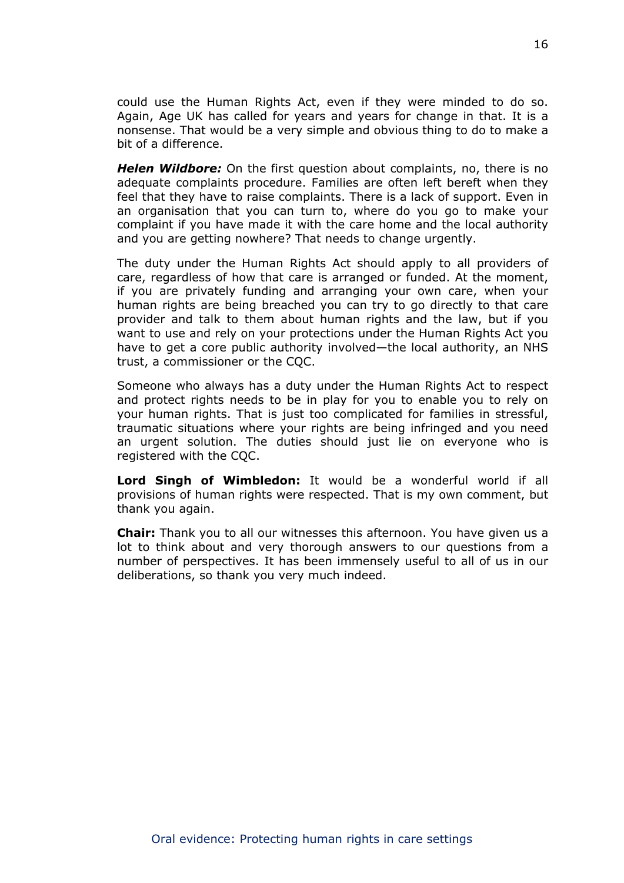could use the Human Rights Act, even if they were minded to do so. Again, Age UK has called for years and years for change in that. It is a nonsense. That would be a very simple and obvious thing to do to make a bit of a difference.

***Helen Wildbore:*** On the first question about complaints, no, there is no adequate complaints procedure. Families are often left bereft when they feel that they have to raise complaints. There is a lack of support. Even in an organisation that you can turn to, where do you go to make your complaint if you have made it with the care home and the local authority and you are getting nowhere? That needs to change urgently.

The duty under the Human Rights Act should apply to all providers of care, regardless of how that care is arranged or funded. At the moment, if you are privately funding and arranging your own care, when your human rights are being breached you can try to go directly to that care provider and talk to them about human rights and the law, but if you want to use and rely on your protections under the Human Rights Act you have to get a core public authority involved—the local authority, an NHS trust, a commissioner or the CQC.

Someone who always has a duty under the Human Rights Act to respect and protect rights needs to be in play for you to enable you to rely on your human rights. That is just too complicated for families in stressful, traumatic situations where your rights are being infringed and you need an urgent solution. The duties should just lie on everyone who is registered with the CQC.

**Lord Singh of Wimbledon:** It would be a wonderful world if all provisions of human rights were respected. That is my own comment, but thank you again.

**Chair:** Thank you to all our witnesses this afternoon. You have given us a lot to think about and very thorough answers to our questions from a number of perspectives. It has been immensely useful to all of us in our deliberations, so thank you very much indeed.